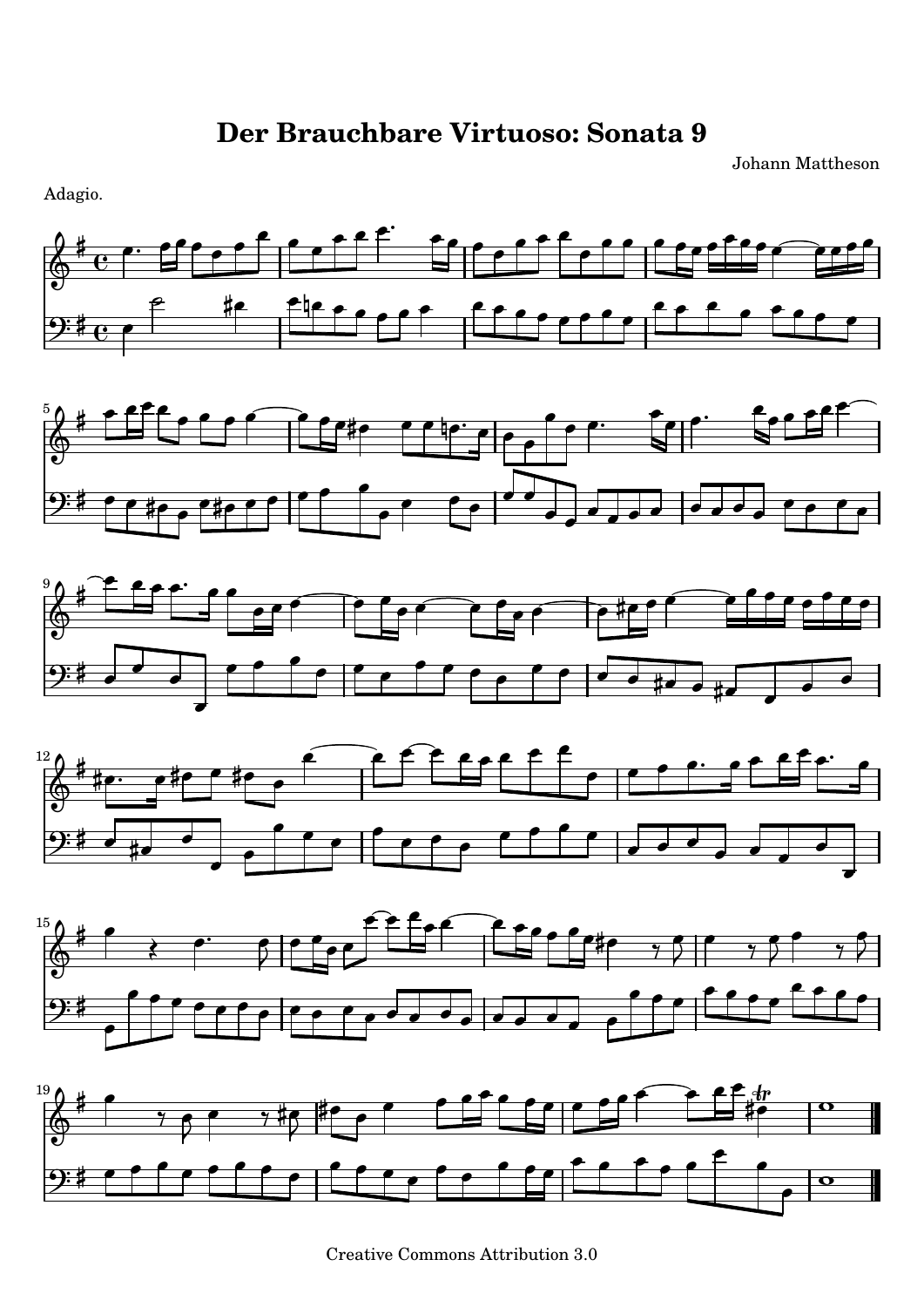# Der Brauchbare Virtuoso: Sonata 9

Johann Mattheson

Adagio.

Creative Commons Attribution 3.0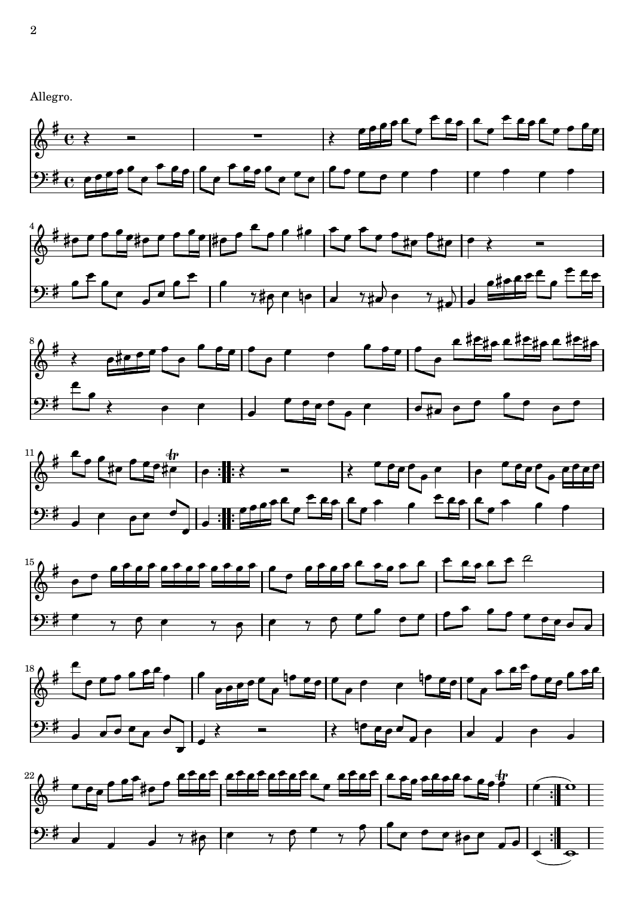Allegro.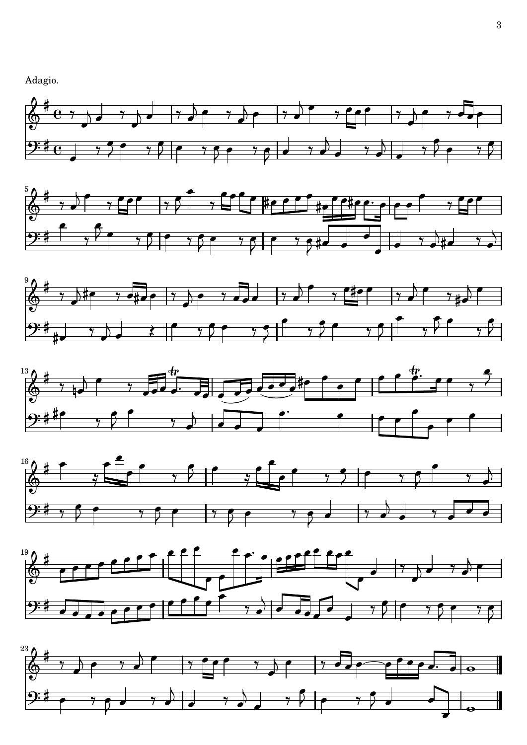Adagio.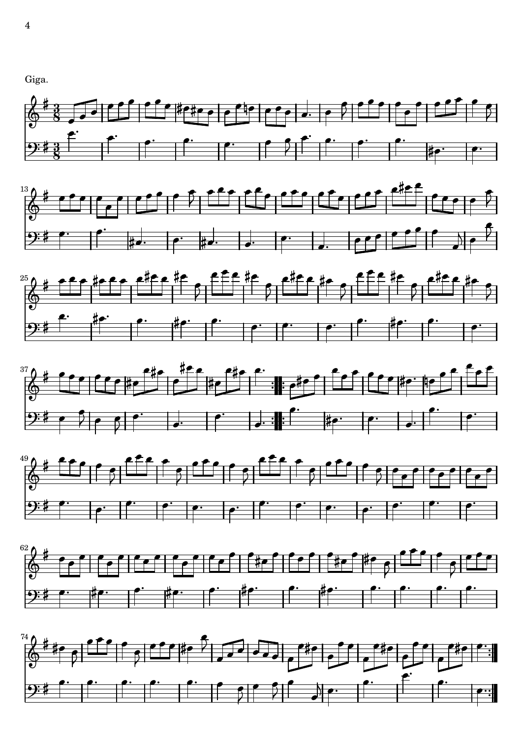Giga.